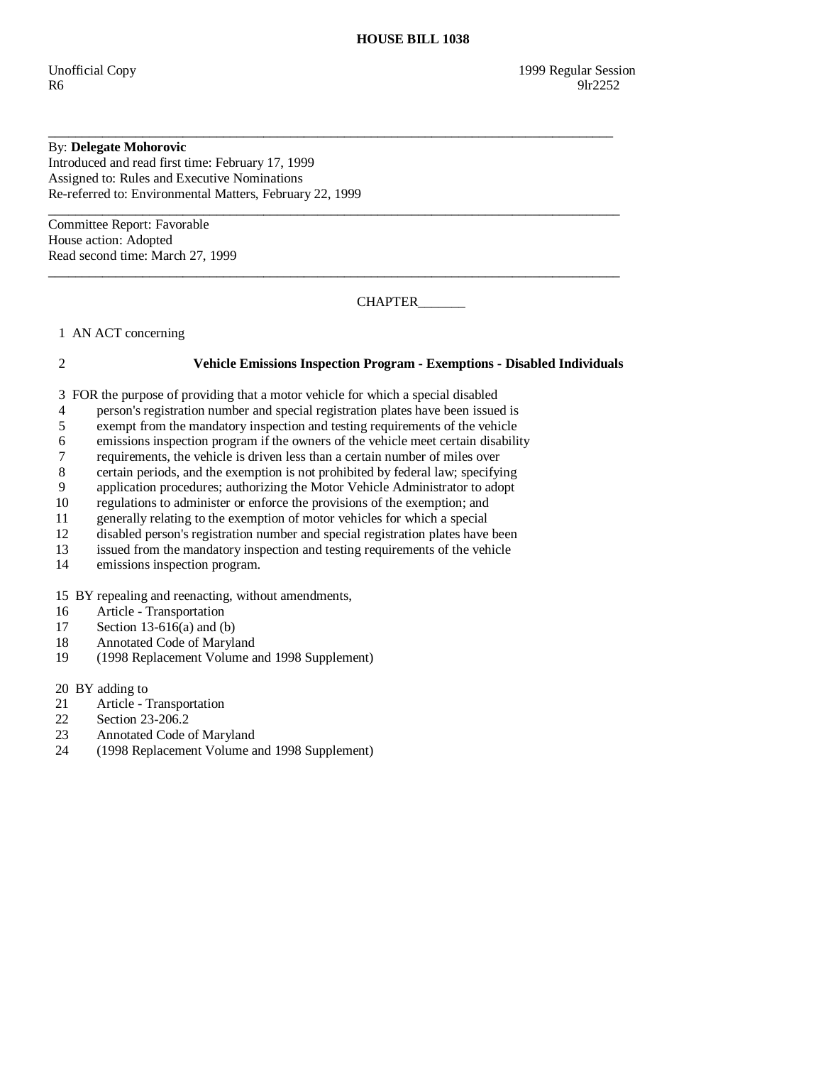# HOUSE BILL 1038

Unofficial Copy 1999 Regular Session
R6 9lr2252

---

By: **Delegate Mohorovic**
Introduced and read first time: February 17, 1999
Assigned to: Rules and Executive Nominations
Re-referred to: Environmental Matters, February 22, 1999

---

Committee Report: Favorable
House action: Adopted
Read second time: March 27, 1999

---

CHAPTER_______

1 AN ACT concerning

2 **Vehicle Emissions Inspection Program - Exemptions - Disabled Individuals**

3 FOR the purpose of providing that a motor vehicle for which a special disabled
4 person's registration number and special registration plates have been issued is
5 exempt from the mandatory inspection and testing requirements of the vehicle
6 emissions inspection program if the owners of the vehicle meet certain disability
7 requirements, the vehicle is driven less than a certain number of miles over
8 certain periods, and the exemption is not prohibited by federal law; specifying
9 application procedures; authorizing the Motor Vehicle Administrator to adopt
10 regulations to administer or enforce the provisions of the exemption; and
11 generally relating to the exemption of motor vehicles for which a special
12 disabled person's registration number and special registration plates have been
13 issued from the mandatory inspection and testing requirements of the vehicle
14 emissions inspection program.

15 BY repealing and reenacting, without amendments,
16 Article - Transportation
17 Section 13-616(a) and (b)
18 Annotated Code of Maryland
19 (1998 Replacement Volume and 1998 Supplement)

20 BY adding to
21 Article - Transportation
22 Section 23-206.2
23 Annotated Code of Maryland
24 (1998 Replacement Volume and 1998 Supplement)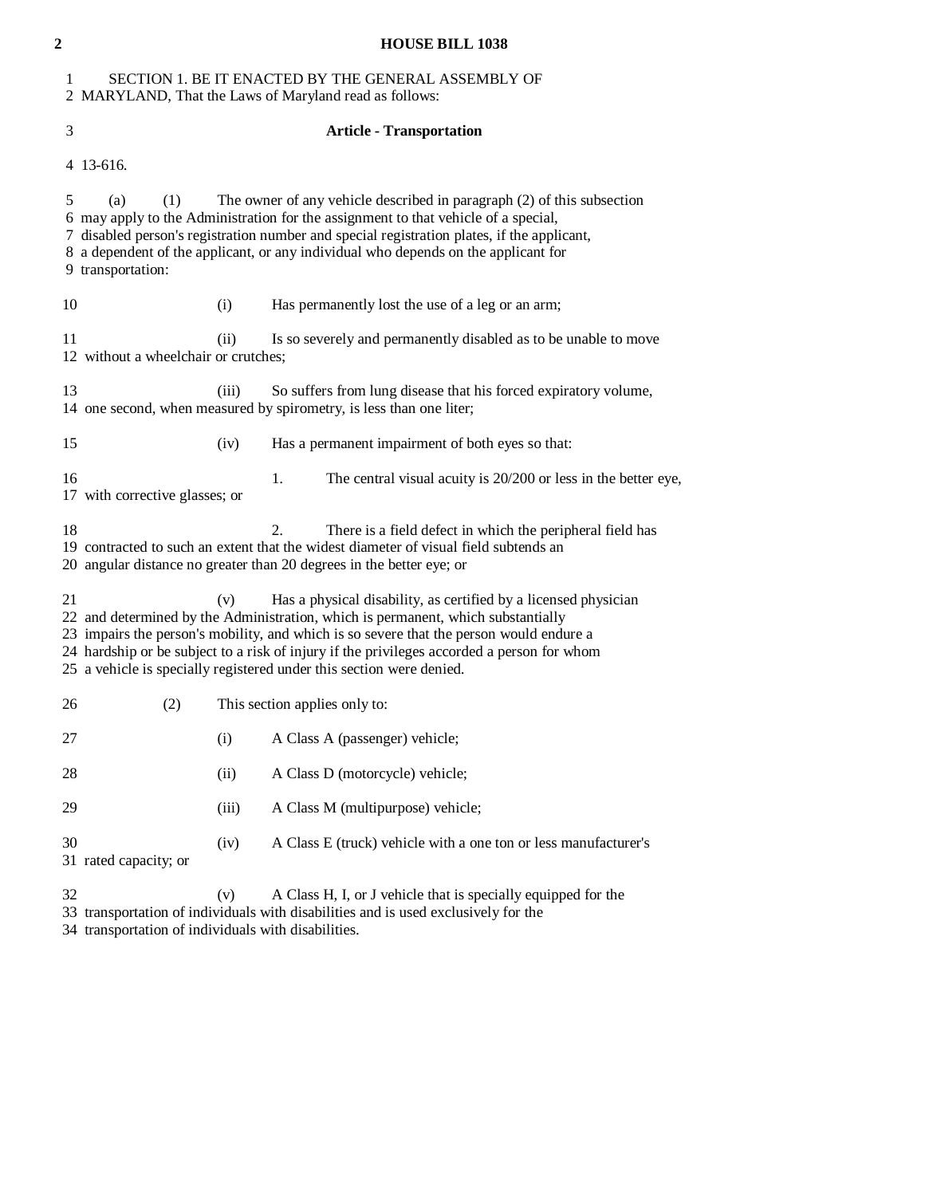SECTION 1. BE IT ENACTED BY THE GENERAL ASSEMBLY OF MARYLAND, That the Laws of Maryland read as follows:

### Article - Transportation

13-616.

(a) (1) The owner of any vehicle described in paragraph (2) of this subsection may apply to the Administration for the assignment to that vehicle of a special, disabled person's registration number and special registration plates, if the applicant, a dependent of the applicant, or any individual who depends on the applicant for transportation:

(i) Has permanently lost the use of a leg or an arm;

(ii) Is so severely and permanently disabled as to be unable to move without a wheelchair or crutches;

(iii) So suffers from lung disease that his forced expiratory volume, one second, when measured by spirometry, is less than one liter;

(iv) Has a permanent impairment of both eyes so that:

1. The central visual acuity is 20/200 or less in the better eye, with corrective glasses; or

2. There is a field defect in which the peripheral field has contracted to such an extent that the widest diameter of visual field subtends an angular distance no greater than 20 degrees in the better eye; or

(v) Has a physical disability, as certified by a licensed physician and determined by the Administration, which is permanent, which substantially impairs the person's mobility, and which is so severe that the person would endure a hardship or be subject to a risk of injury if the privileges accorded a person for whom a vehicle is specially registered under this section were denied.

(2) This section applies only to:

(i) A Class A (passenger) vehicle;

(ii) A Class D (motorcycle) vehicle;

(iii) A Class M (multipurpose) vehicle;

(iv) A Class E (truck) vehicle with a one ton or less manufacturer's rated capacity; or

(v) A Class H, I, or J vehicle that is specially equipped for the transportation of individuals with disabilities and is used exclusively for the transportation of individuals with disabilities.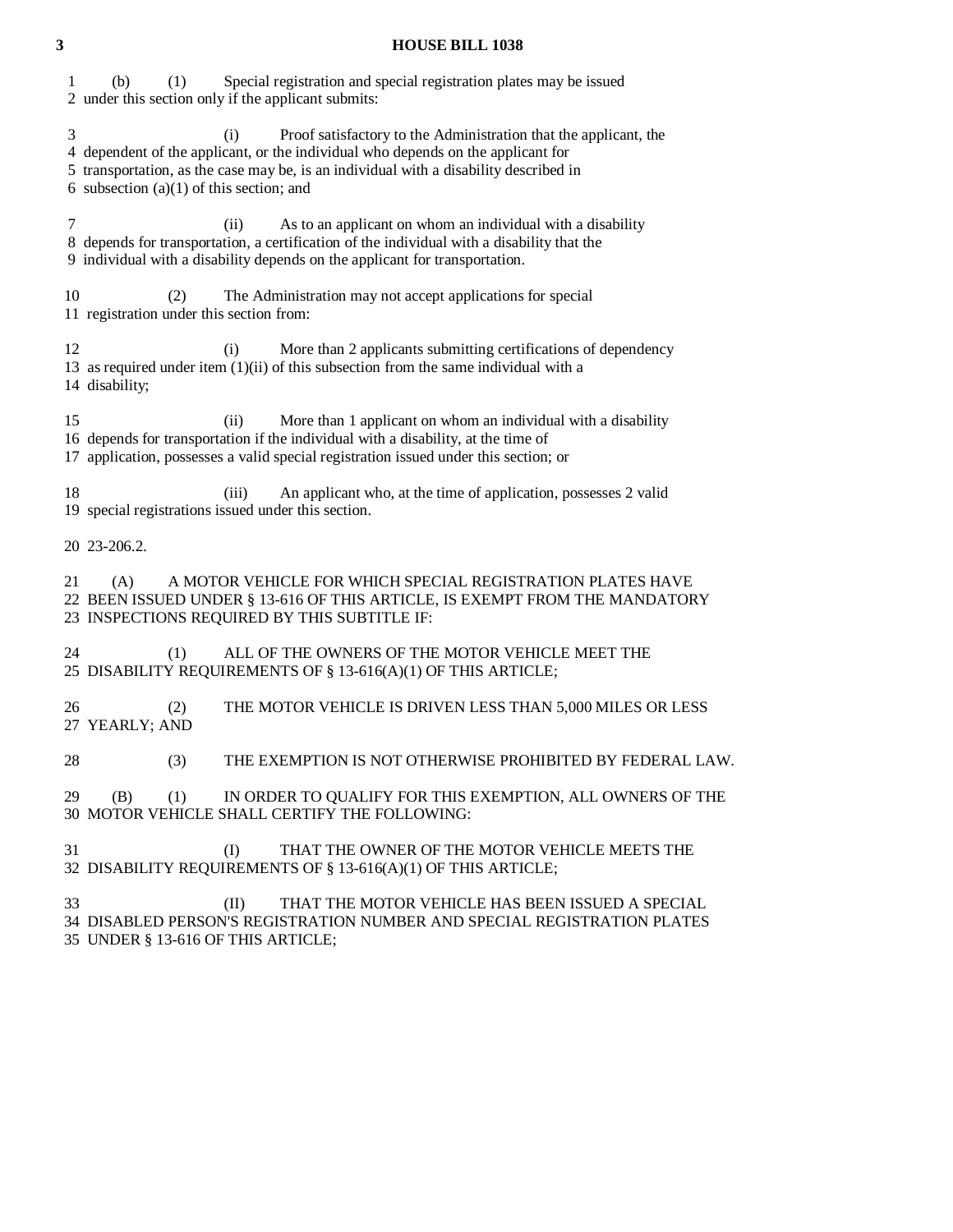(b) (1) Special registration and special registration plates may be issued under this section only if the applicant submits:

(i) Proof satisfactory to the Administration that the applicant, the dependent of the applicant, or the individual who depends on the applicant for transportation, as the case may be, is an individual with a disability described in subsection (a)(1) of this section; and

(ii) As to an applicant on whom an individual with a disability depends for transportation, a certification of the individual with a disability that the individual with a disability depends on the applicant for transportation.

(2) The Administration may not accept applications for special registration under this section from:

(i) More than 2 applicants submitting certifications of dependency as required under item (1)(ii) of this subsection from the same individual with a disability;

(ii) More than 1 applicant on whom an individual with a disability depends for transportation if the individual with a disability, at the time of application, possesses a valid special registration issued under this section; or

(iii) An applicant who, at the time of application, possesses 2 valid special registrations issued under this section.

23-206.2.

(A) A MOTOR VEHICLE FOR WHICH SPECIAL REGISTRATION PLATES HAVE BEEN ISSUED UNDER § 13-616 OF THIS ARTICLE, IS EXEMPT FROM THE MANDATORY INSPECTIONS REQUIRED BY THIS SUBTITLE IF:

(1) ALL OF THE OWNERS OF THE MOTOR VEHICLE MEET THE DISABILITY REQUIREMENTS OF § 13-616(A)(1) OF THIS ARTICLE;

(2) THE MOTOR VEHICLE IS DRIVEN LESS THAN 5,000 MILES OR LESS YEARLY; AND

(3) THE EXEMPTION IS NOT OTHERWISE PROHIBITED BY FEDERAL LAW.

(B) (1) IN ORDER TO QUALIFY FOR THIS EXEMPTION, ALL OWNERS OF THE MOTOR VEHICLE SHALL CERTIFY THE FOLLOWING:

(I) THAT THE OWNER OF THE MOTOR VEHICLE MEETS THE DISABILITY REQUIREMENTS OF § 13-616(A)(1) OF THIS ARTICLE;

(II) THAT THE MOTOR VEHICLE HAS BEEN ISSUED A SPECIAL DISABLED PERSON'S REGISTRATION NUMBER AND SPECIAL REGISTRATION PLATES UNDER § 13-616 OF THIS ARTICLE;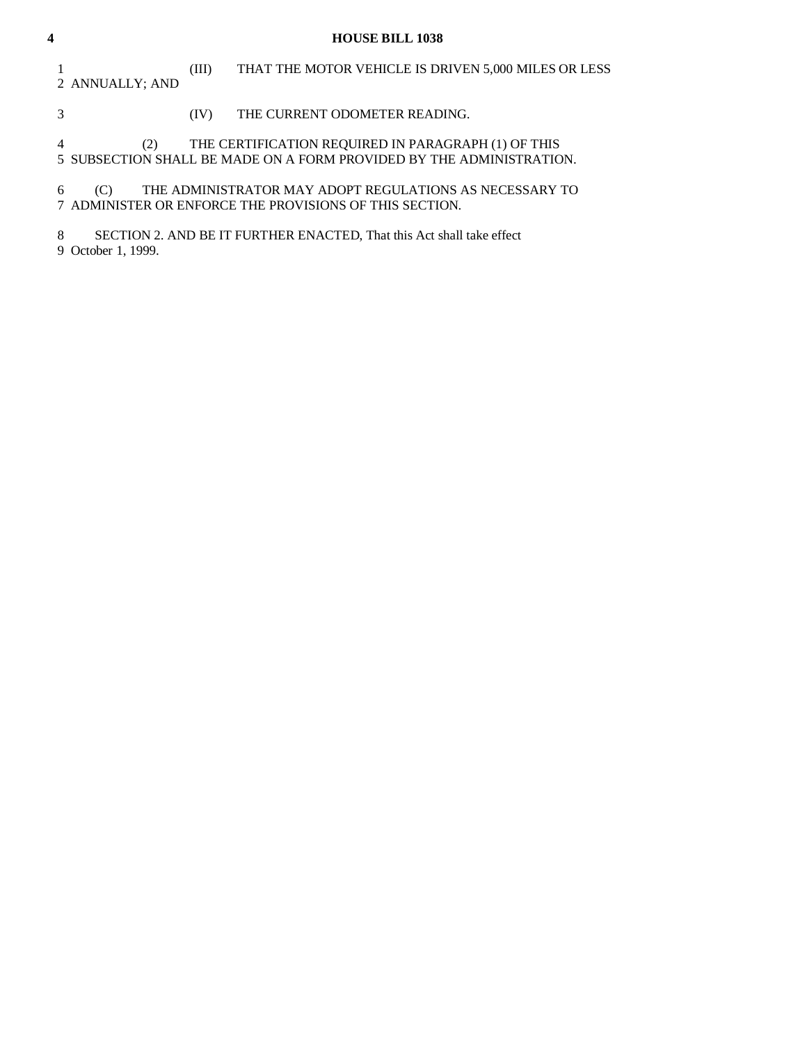(III) THAT THE MOTOR VEHICLE IS DRIVEN 5,000 MILES OR LESS ANNUALLY; AND

(IV) THE CURRENT ODOMETER READING.

(2) THE CERTIFICATION REQUIRED IN PARAGRAPH (1) OF THIS SUBSECTION SHALL BE MADE ON A FORM PROVIDED BY THE ADMINISTRATION.

(C) THE ADMINISTRATOR MAY ADOPT REGULATIONS AS NECESSARY TO ADMINISTER OR ENFORCE THE PROVISIONS OF THIS SECTION.

SECTION 2. AND BE IT FURTHER ENACTED, That this Act shall take effect October 1, 1999.